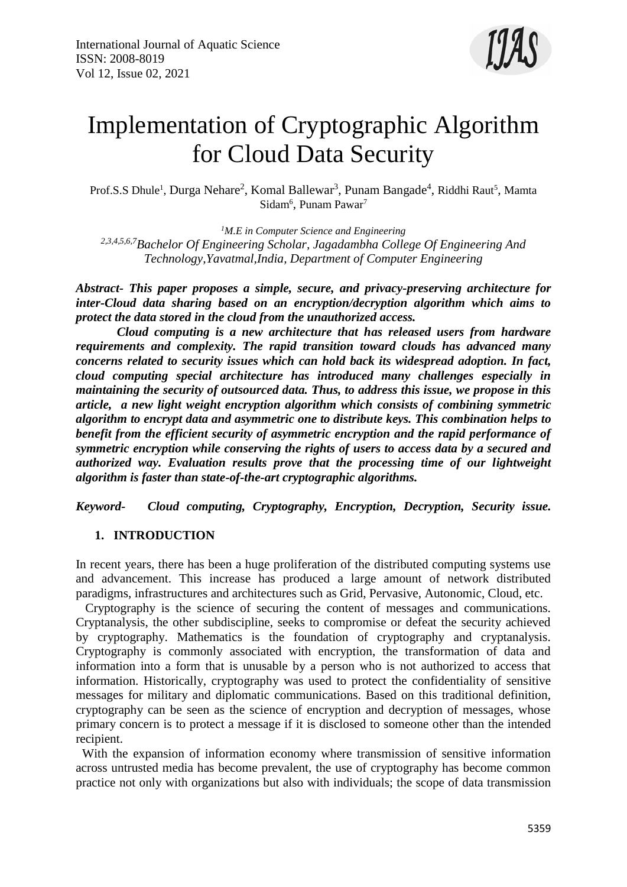# Implementation of Cryptographic Algorithm for Cloud Data Security

Prof.S.S Dhule[1], Durga Nehare[2], Komal Ballewar[3], Punam Bangade[4], Riddhi Raut[5], Mamta Sidam[6], Punam Pawar[7]

*[1]M.E in Computer Science and Engineering*
*[2,3,4,5,6,7]Bachelor Of Engineering Scholar, Jagadambha College Of Engineering And Technology,Yavatmal,India, Department of Computer Engineering*

***Abstract- This paper proposes a simple, secure, and privacy-preserving architecture for inter-Cloud data sharing based on an encryption/decryption algorithm which aims to protect the data stored in the cloud from the unauthorized access.***

***Cloud computing is a new architecture that has released users from hardware requirements and complexity. The rapid transition toward clouds has advanced many concerns related to security issues which can hold back its widespread adoption. In fact, cloud computing special architecture has introduced many challenges especially in maintaining the security of outsourced data. Thus, to address this issue, we propose in this article, a new light weight encryption algorithm which consists of combining symmetric algorithm to encrypt data and asymmetric one to distribute keys. This combination helps to benefit from the efficient security of asymmetric encryption and the rapid performance of symmetric encryption while conserving the rights of users to access data by a secured and authorized way. Evaluation results prove that the processing time of our lightweight algorithm is faster than state-of-the-art cryptographic algorithms.***

***Keyword- Cloud computing, Cryptography, Encryption, Decryption, Security issue.***

## 1. INTRODUCTION

In recent years, there has been a huge proliferation of the distributed computing systems use and advancement. This increase has produced a large amount of network distributed paradigms, infrastructures and architectures such as Grid, Pervasive, Autonomic, Cloud, etc.

Cryptography is the science of securing the content of messages and communications. Cryptanalysis, the other subdiscipline, seeks to compromise or defeat the security achieved by cryptography. Mathematics is the foundation of cryptography and cryptanalysis. Cryptography is commonly associated with encryption, the transformation of data and information into a form that is unusable by a person who is not authorized to access that information. Historically, cryptography was used to protect the confidentiality of sensitive messages for military and diplomatic communications. Based on this traditional definition, cryptography can be seen as the science of encryption and decryption of messages, whose primary concern is to protect a message if it is disclosed to someone other than the intended recipient.

With the expansion of information economy where transmission of sensitive information across untrusted media has become prevalent, the use of cryptography has become common practice not only with organizations but also with individuals; the scope of data transmission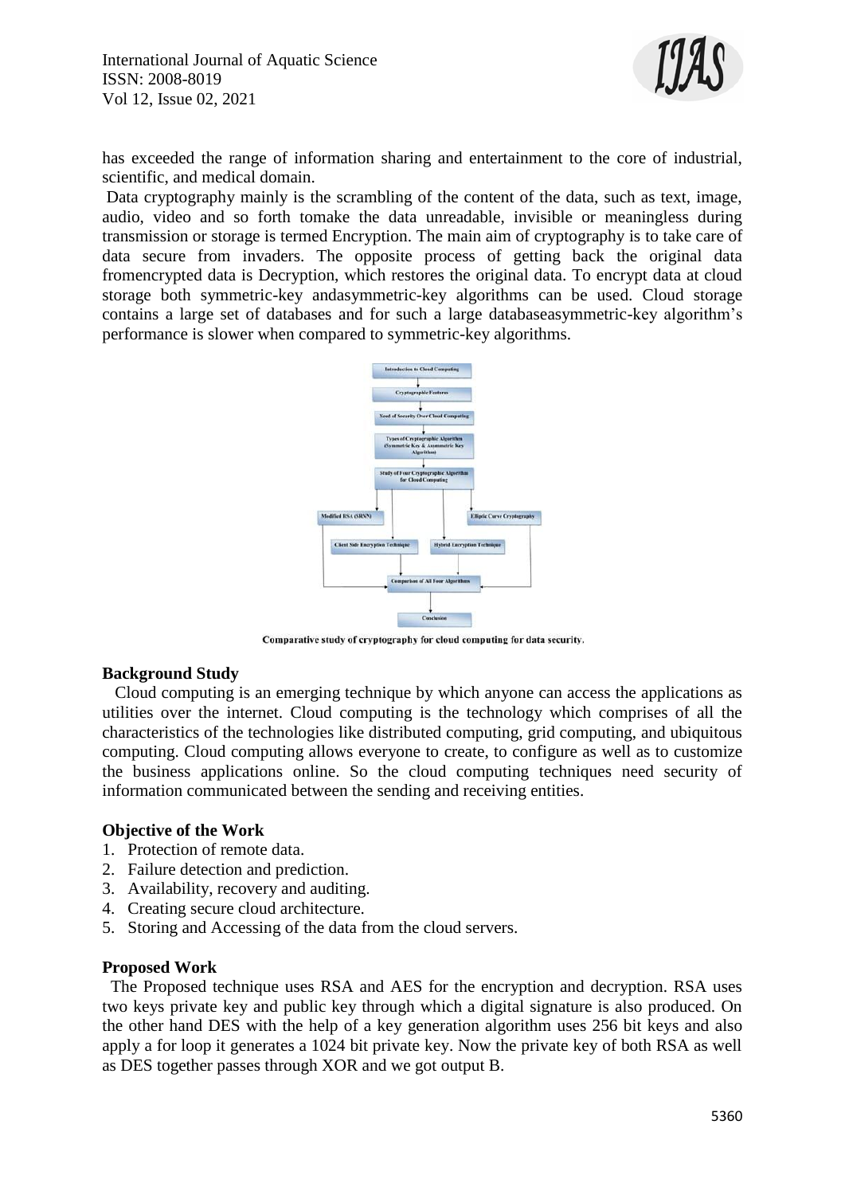has exceeded the range of information sharing and entertainment to the core of industrial, scientific, and medical domain.

Data cryptography mainly is the scrambling of the content of the data, such as text, image, audio, video and so forth tomake the data unreadable, invisible or meaningless during transmission or storage is termed Encryption. The main aim of cryptography is to take care of data secure from invaders. The opposite process of getting back the original data fromencrypted data is Decryption, which restores the original data. To encrypt data at cloud storage both symmetric-key andasymmetric-key algorithms can be used. Cloud storage contains a large set of databases and for such a large databaseasymmetric-key algorithm's performance is slower when compared to symmetric-key algorithms.

Comparative study of cryptography for cloud computing for data security.

## Background Study

Cloud computing is an emerging technique by which anyone can access the applications as utilities over the internet. Cloud computing is the technology which comprises of all the characteristics of the technologies like distributed computing, grid computing, and ubiquitous computing. Cloud computing allows everyone to create, to configure as well as to customize the business applications online. So the cloud computing techniques need security of information communicated between the sending and receiving entities.

## Objective of the Work

1. Protection of remote data.
2. Failure detection and prediction.
3. Availability, recovery and auditing.
4. Creating secure cloud architecture.
5. Storing and Accessing of the data from the cloud servers.

## Proposed Work

The Proposed technique uses RSA and AES for the encryption and decryption. RSA uses two keys private key and public key through which a digital signature is also produced. On the other hand DES with the help of a key generation algorithm uses 256 bit keys and also apply a for loop it generates a 1024 bit private key. Now the private key of both RSA as well as DES together passes through XOR and we got output B.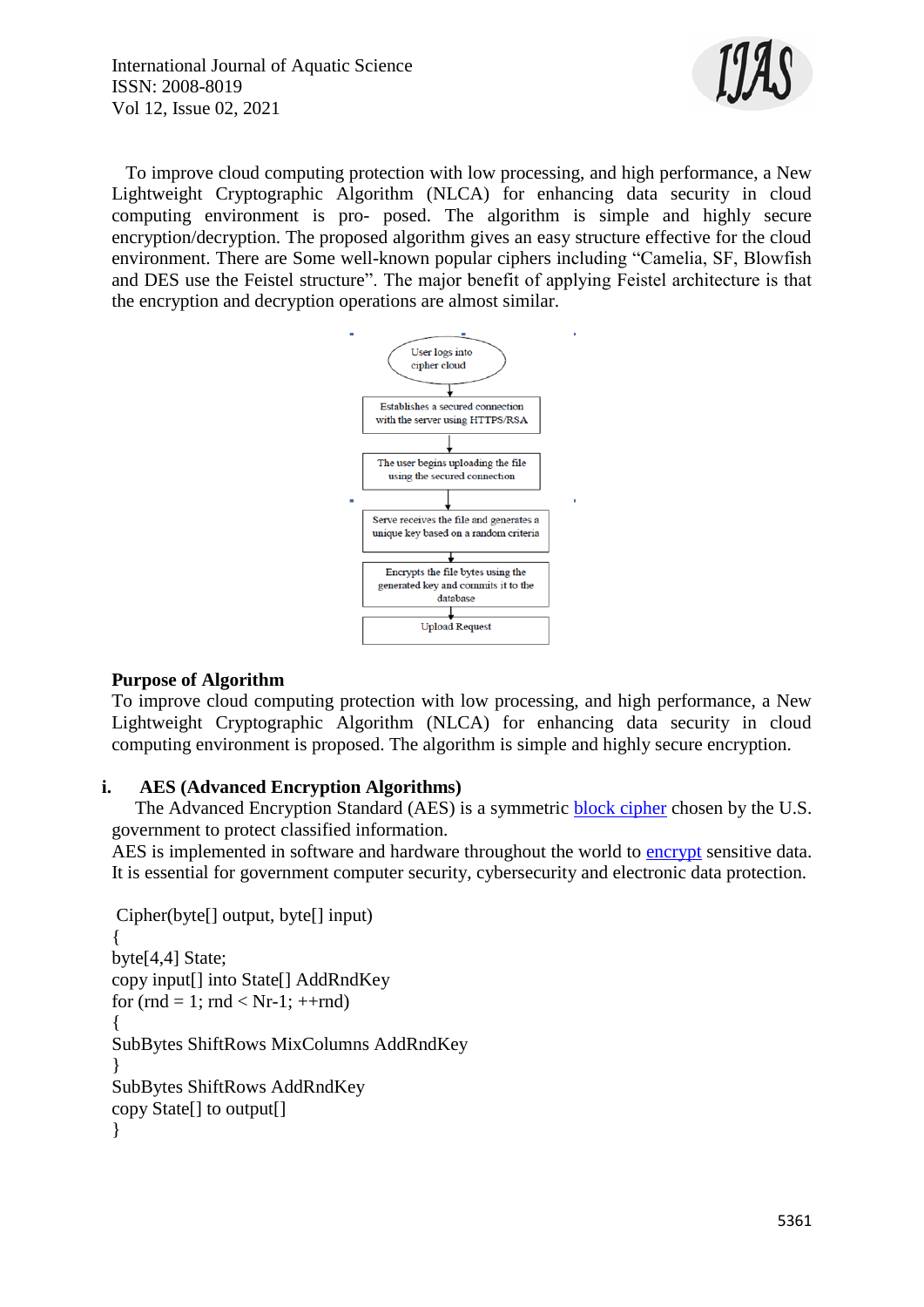To improve cloud computing protection with low processing, and high performance, a New Lightweight Cryptographic Algorithm (NLCA) for enhancing data security in cloud computing environment is pro- posed. The algorithm is simple and highly secure encryption/decryption. The proposed algorithm gives an easy structure effective for the cloud environment. There are Some well-known popular ciphers including "Camelia, SF, Blowfish and DES use the Feistel structure". The major benefit of applying Feistel architecture is that the encryption and decryption operations are almost similar.

User logs into cipher cloud

Establishes a secured connection with the server using HTTPS/RSA

The user begins uploading the file using the secured connection

Serve receives the file and generates a unique key based on a random criteria

Encrypts the file bytes using the generated key and commits it to the database

Upload Request

**Purpose of Algorithm**

To improve cloud computing protection with low processing, and high performance, a New Lightweight Cryptographic Algorithm (NLCA) for enhancing data security in cloud computing environment is proposed. The algorithm is simple and highly secure encryption.

## i. AES (Advanced Encryption Algorithms)

The Advanced Encryption Standard (AES) is a symmetric block cipher chosen by the U.S. government to protect classified information.

AES is implemented in software and hardware throughout the world to encrypt sensitive data. It is essential for government computer security, cybersecurity and electronic data protection.

```
Cipher(byte[] output, byte[] input)
{
byte[4,4] State;
copy input[] into State[] AddRndKey
for (rnd = 1; rnd < Nr-1; ++rnd)
{
SubBytes ShiftRows MixColumns AddRndKey
}
SubBytes ShiftRows AddRndKey
copy State[] to output[]
}
```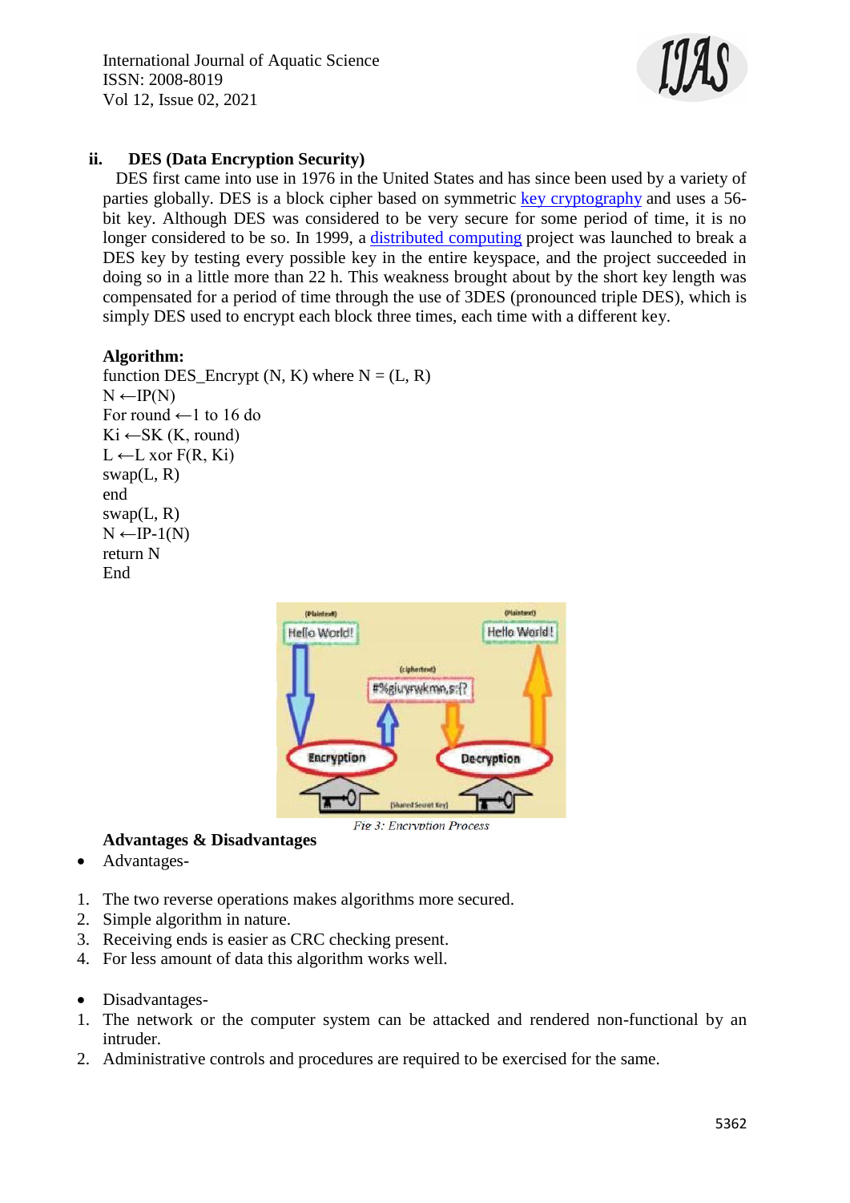### ii. DES (Data Encryption Security)

DES first came into use in 1976 in the United States and has since been used by a variety of parties globally. DES is a block cipher based on symmetric key cryptography and uses a 56-bit key. Although DES was considered to be very secure for some period of time, it is no longer considered to be so. In 1999, a distributed computing project was launched to break a DES key by testing every possible key in the entire keyspace, and the project succeeded in doing so in a little more than 22 h. This weakness brought about by the short key length was compensated for a period of time through the use of 3DES (pronounced triple DES), which is simply DES used to encrypt each block three times, each time with a different key.

**Algorithm:**

```
function DES_Encrypt (N, K) where N = (L, R)
N ←IP(N)
For round ←1 to 16 do
Ki ←SK (K, round)
L ←L xor F(R, Ki)
swap(L, R)
end
swap(L, R)
N ←IP-1(N)
return N
End
```

*Fig 3: Encryption Process*

**Advantages & Disadvantages**

- Advantages-

1. The two reverse operations makes algorithms more secured.
2. Simple algorithm in nature.
3. Receiving ends is easier as CRC checking present.
4. For less amount of data this algorithm works well.

- Disadvantages-

1. The network or the computer system can be attacked and rendered non-functional by an intruder.
2. Administrative controls and procedures are required to be exercised for the same.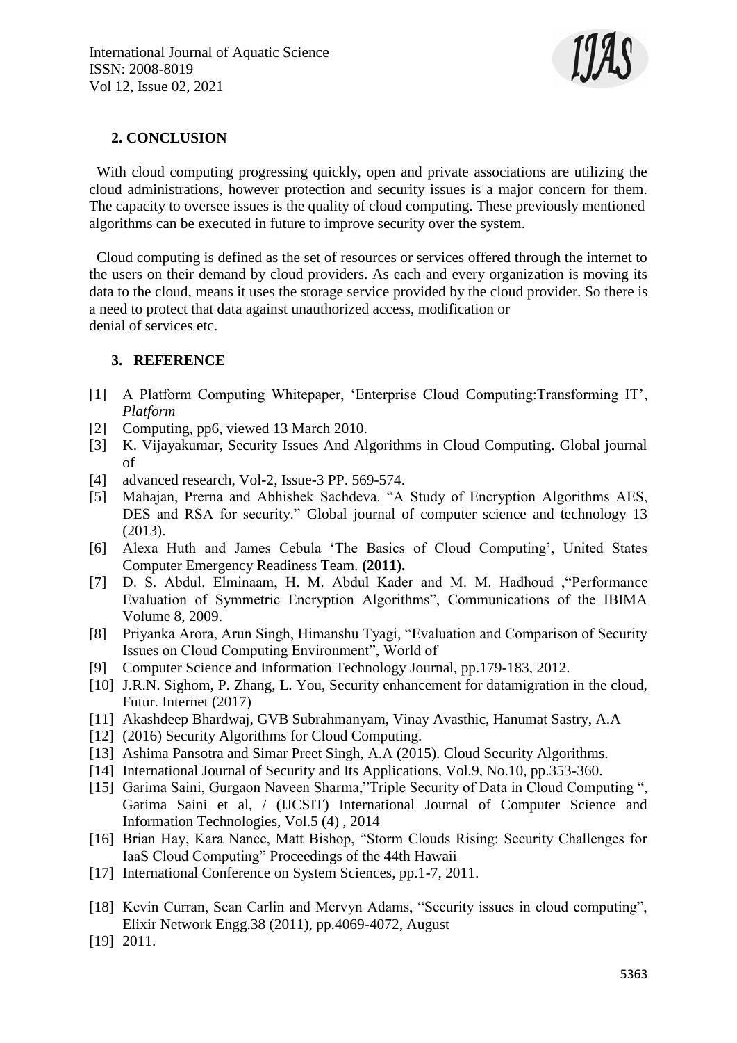## 2. CONCLUSION

With cloud computing progressing quickly, open and private associations are utilizing the cloud administrations, however protection and security issues is a major concern for them. The capacity to oversee issues is the quality of cloud computing. These previously mentioned algorithms can be executed in future to improve security over the system.

Cloud computing is defined as the set of resources or services offered through the internet to the users on their demand by cloud providers. As each and every organization is moving its data to the cloud, means it uses the storage service provided by the cloud provider. So there is a need to protect that data against unauthorized access, modification or denial of services etc.

## 3. REFERENCE

[1] A Platform Computing Whitepaper, 'Enterprise Cloud Computing:Transforming IT', *Platform*

[2] Computing, pp6, viewed 13 March 2010.

[3] K. Vijayakumar, Security Issues And Algorithms in Cloud Computing. Global journal of

[4] advanced research, Vol-2, Issue-3 PP. 569-574.

[5] Mahajan, Prerna and Abhishek Sachdeva. "A Study of Encryption Algorithms AES, DES and RSA for security." Global journal of computer science and technology 13 (2013).

[6] Alexa Huth and James Cebula 'The Basics of Cloud Computing', United States Computer Emergency Readiness Team. **(2011).**

[7] D. S. Abdul. Elminaam, H. M. Abdul Kader and M. M. Hadhoud ,"Performance Evaluation of Symmetric Encryption Algorithms", Communications of the IBIMA Volume 8, 2009.

[8] Priyanka Arora, Arun Singh, Himanshu Tyagi, "Evaluation and Comparison of Security Issues on Cloud Computing Environment", World of

[9] Computer Science and Information Technology Journal, pp.179-183, 2012.

[10] J.R.N. Sighom, P. Zhang, L. You, Security enhancement for datamigration in the cloud, Futur. Internet (2017)

[11] Akashdeep Bhardwaj, GVB Subrahmanyam, Vinay Avasthic, Hanumat Sastry, A.A

[12] (2016) Security Algorithms for Cloud Computing.

[13] Ashima Pansotra and Simar Preet Singh, A.A (2015). Cloud Security Algorithms.

[14] International Journal of Security and Its Applications, Vol.9, No.10, pp.353-360.

[15] Garima Saini, Gurgaon Naveen Sharma,"Triple Security of Data in Cloud Computing ", Garima Saini et al, / (IJCSIT) International Journal of Computer Science and Information Technologies, Vol.5 (4) , 2014

[16] Brian Hay, Kara Nance, Matt Bishop, "Storm Clouds Rising: Security Challenges for IaaS Cloud Computing" Proceedings of the 44th Hawaii

[17] International Conference on System Sciences, pp.1-7, 2011.

[18] Kevin Curran, Sean Carlin and Mervyn Adams, "Security issues in cloud computing", Elixir Network Engg.38 (2011), pp.4069-4072, August

[19] 2011.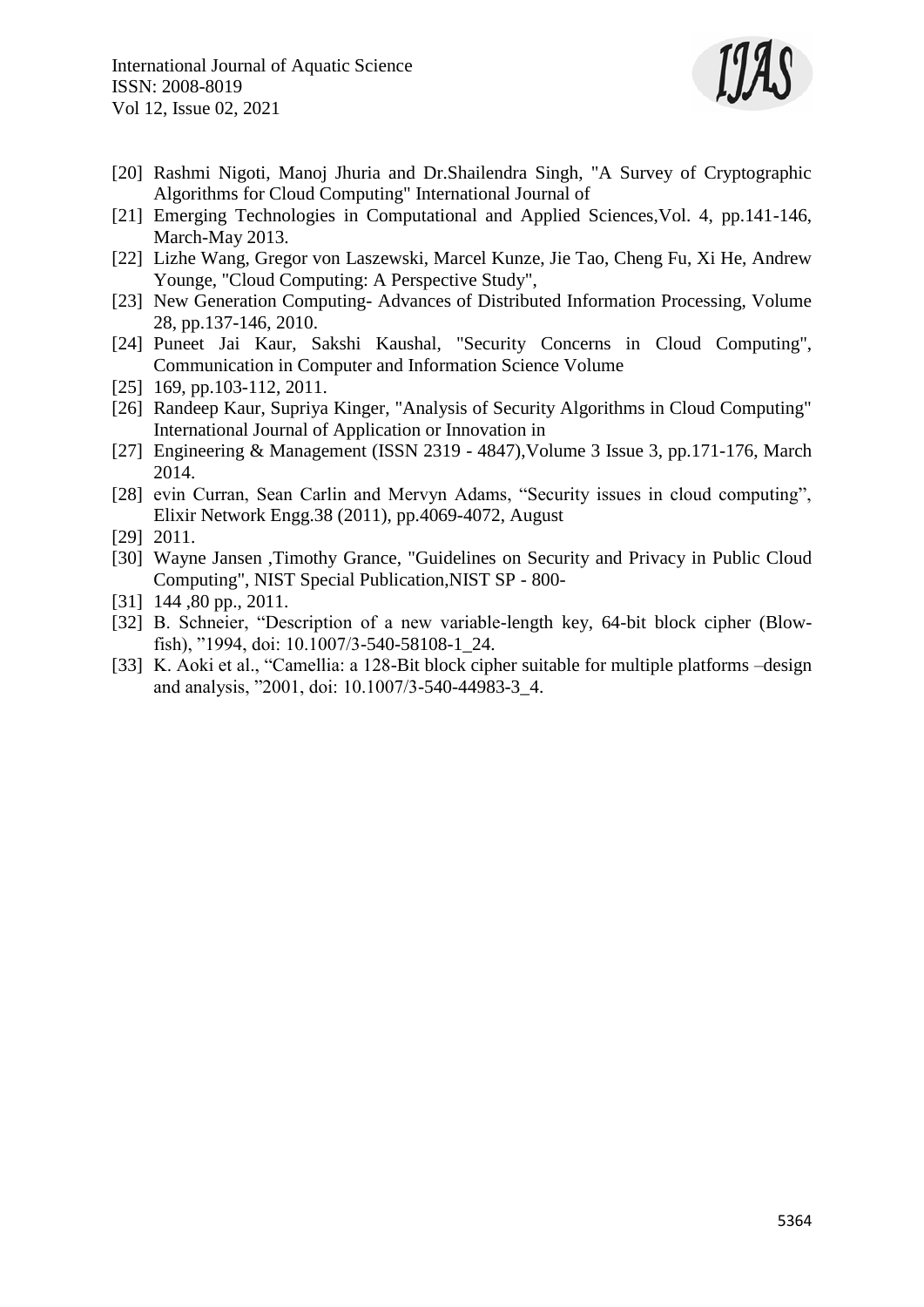[20] Rashmi Nigoti, Manoj Jhuria and Dr.Shailendra Singh, "A Survey of Cryptographic Algorithms for Cloud Computing" International Journal of

[21] Emerging Technologies in Computational and Applied Sciences,Vol. 4, pp.141-146, March-May 2013.

[22] Lizhe Wang, Gregor von Laszewski, Marcel Kunze, Jie Tao, Cheng Fu, Xi He, Andrew Younge, "Cloud Computing: A Perspective Study",

[23] New Generation Computing- Advances of Distributed Information Processing, Volume 28, pp.137-146, 2010.

[24] Puneet Jai Kaur, Sakshi Kaushal, "Security Concerns in Cloud Computing", Communication in Computer and Information Science Volume

[25] 169, pp.103-112, 2011.

[26] Randeep Kaur, Supriya Kinger, "Analysis of Security Algorithms in Cloud Computing" International Journal of Application or Innovation in

[27] Engineering & Management (ISSN 2319 - 4847),Volume 3 Issue 3, pp.171-176, March 2014.

[28] evin Curran, Sean Carlin and Mervyn Adams, “Security issues in cloud computing”, Elixir Network Engg.38 (2011), pp.4069-4072, August

[29] 2011.

[30] Wayne Jansen ,Timothy Grance, "Guidelines on Security and Privacy in Public Cloud Computing", NIST Special Publication,NIST SP - 800-

[31] 144 ,80 pp., 2011.

[32] B. Schneier, “Description of a new variable-length key, 64-bit block cipher (Blowfish), ”1994, doi: 10.1007/3-540-58108-1_24.

[33] K. Aoki et al., “Camellia: a 128-Bit block cipher suitable for multiple platforms –design and analysis, ”2001, doi: 10.1007/3-540-44983-3_4.